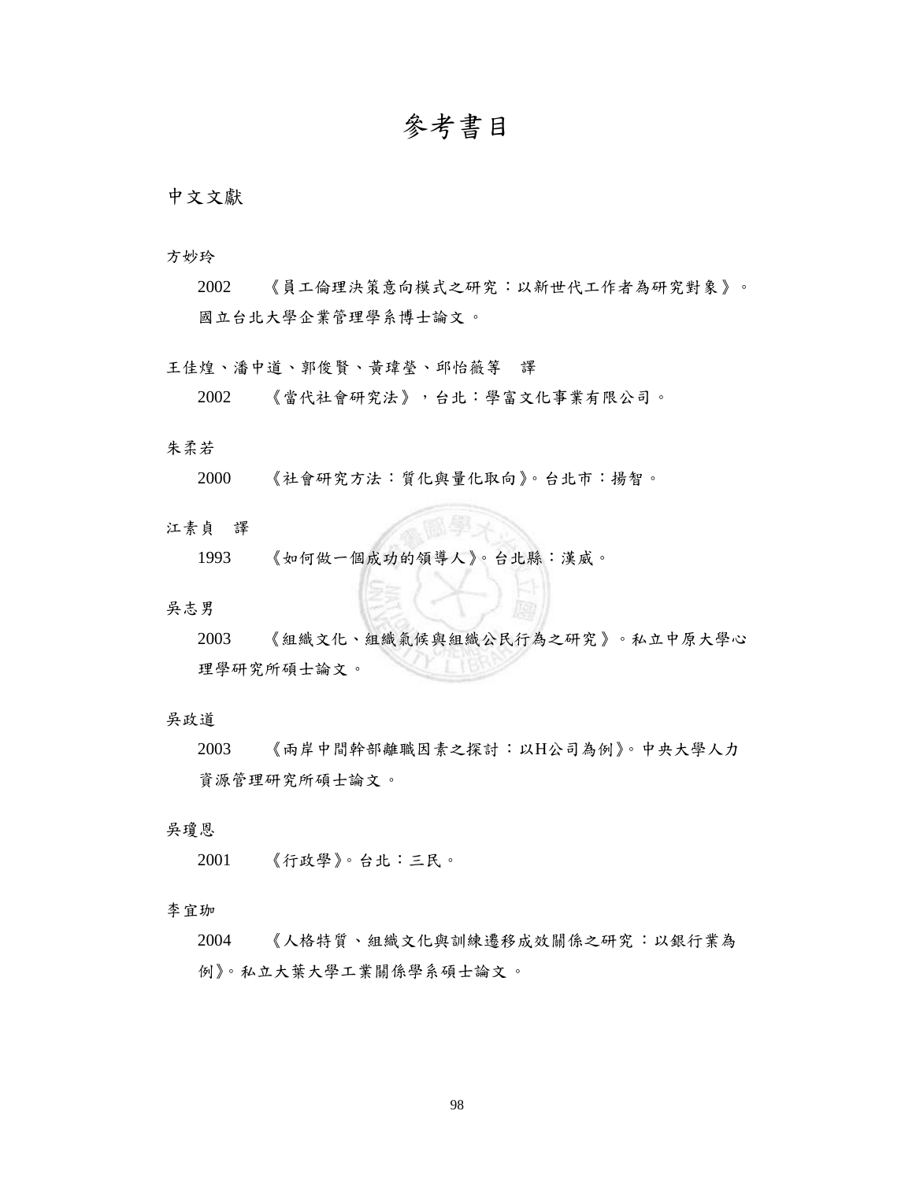# 參考書目

## 中文文獻

方妙玲

2002　《員工倫理決策意向模式之研究：以新世代工作者為研究對象》。國立台北大學企業管理學系博士論文。

王佳煌、潘中道、郭俊賢、黃瑋瑩、邱怡薇等　譯

2002　《當代社會研究法》，台北：學富文化事業有限公司。

朱柔若

2000　《社會研究方法：質化與量化取向》。台北市：揚智。

江素貞　譯

1993　《如何做一個成功的領導人》。台北縣：漢威。

吳志男

2003　《組織文化、組織氣候與組織公民行為之研究》。私立中原大學心理學研究所碩士論文。

吳政道

2003　《兩岸中間幹部離職因素之探討：以H公司為例》。中央大學人力資源管理研究所碩士論文。

吳瓊恩

2001　《行政學》。台北：三民。

李宜珈

2004　《人格特質、組織文化與訓練遷移成效關係之研究：以銀行業為例》。私立大葉大學工業關係學系碩士論文。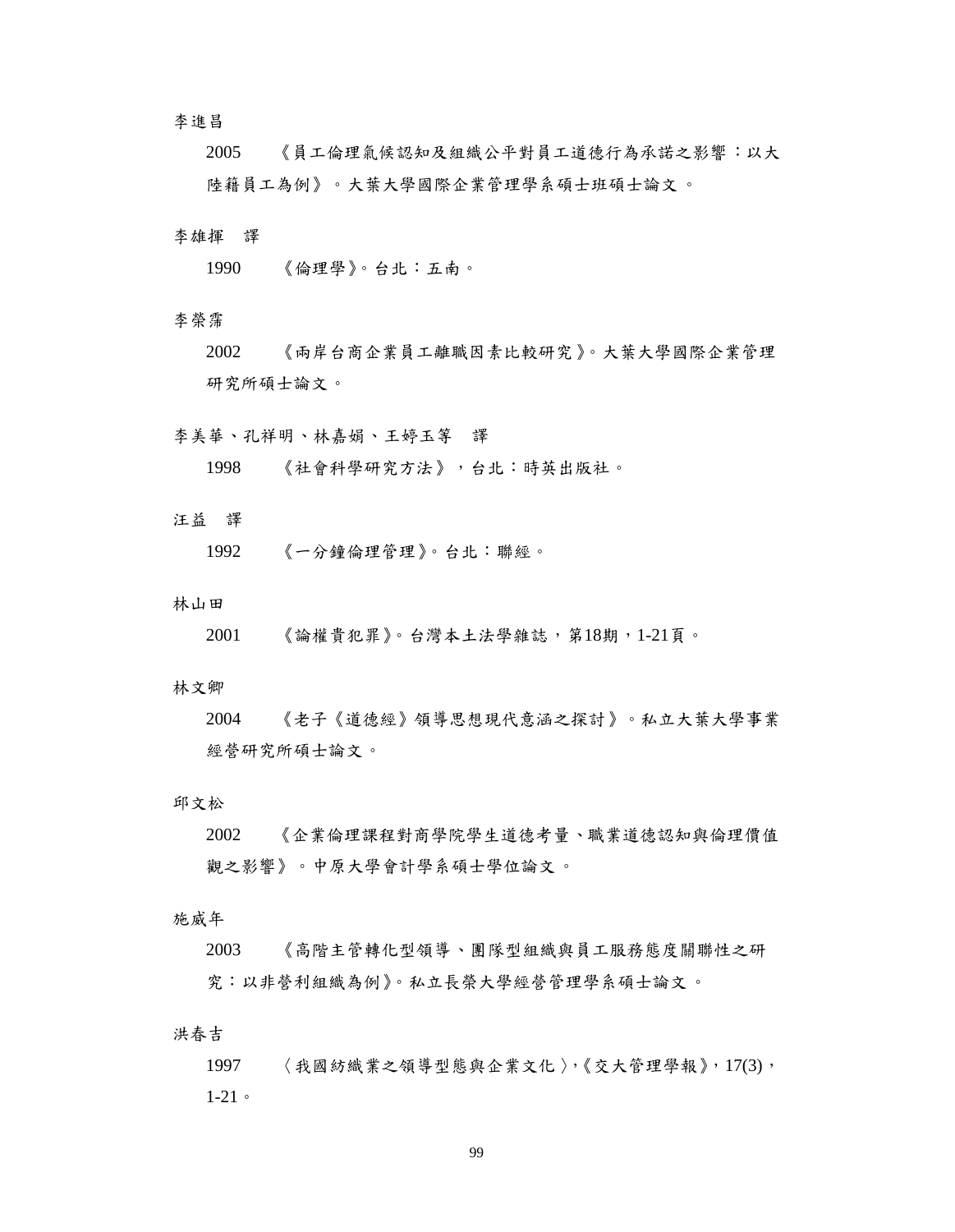李進昌

2005　《員工倫理氣候認知及組織公平對員工道德行為承諾之影響：以大陸籍員工為例》。大葉大學國際企業管理學系碩士班碩士論文。

李雄揮　譯

1990　《倫理學》。台北：五南。

李榮霈

2002　《兩岸台商企業員工離職因素比較研究》。大葉大學國際企業管理研究所碩士論文。

李美華、孔祥明、林嘉娟、王婷玉等　譯

1998　《社會科學研究方法》，台北：時英出版社。

汪益　譯

1992　《一分鐘倫理管理》。台北：聯經。

林山田

2001　《論權貴犯罪》。台灣本土法學雜誌，第18期，1-21頁。

林文卿

2004　《老子《道德經》領導思想現代意涵之探討》。私立大葉大學事業經營研究所碩士論文。

邱文松

2002　《企業倫理課程對商學院學生道德考量、職業道德認知與倫理價值觀之影響》。中原大學會計學系碩士學位論文。

施威年

2003　《高階主管轉化型領導、團隊型組織與員工服務態度關聯性之研究：以非營利組織為例》。私立長榮大學經營管理學系碩士論文。

洪春吉

1997　〈我國紡織業之領導型態與企業文化〉,《交大管理學報》, 17(3)，1-21。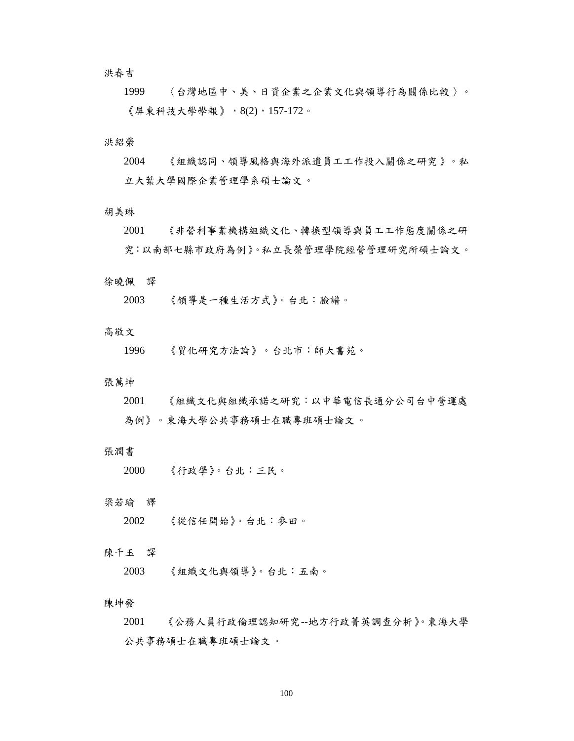洪春吉

1999 〈台灣地區中、美、日資企業之企業文化與領導行為關係比較〉。《屏東科技大學學報》，8(2)，157-172。

洪紹榮

2004 《組織認同、領導風格與海外派遣員工工作投入關係之研究》。私立大葉大學國際企業管理學系碩士論文。

胡美琳

2001 《非營利事業機構組織文化、轉換型領導與員工工作態度關係之研究：以南部七縣市政府為例》。私立長榮管理學院經營管理研究所碩士論文。

徐曉佩 譯

2003 《領導是一種生活方式》。台北：臉譜。

高敬文

1996 《質化研究方法論》。台北市：師大書苑。

張萬坤

2001 《組織文化與組織承諾之研究：以中華電信長通分公司台中營運處為例》。東海大學公共事務碩士在職專班碩士論文。

張潤書

2000 《行政學》。台北：三民。

梁若瑜 譯

2002 《從信任開始》。台北：麥田。

陳千玉 譯

2003 《組織文化與領導》。台北：五南。

陳坤發

2001 《公務人員行政倫理認知研究--地方行政菁英調查分析》。東海大學公共事務碩士在職專班碩士論文。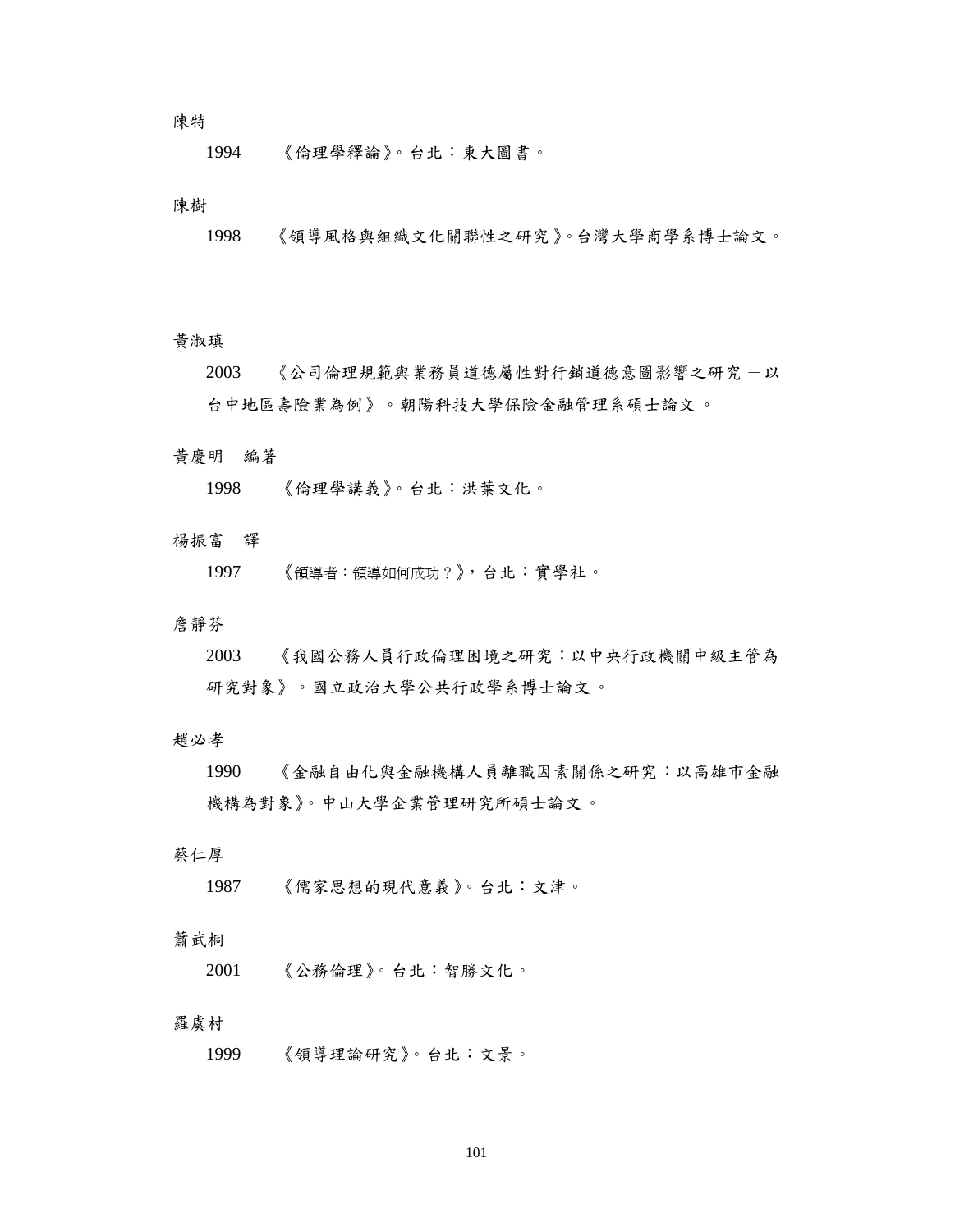陳特

1994　《倫理學釋論》。台北：東大圖書。

陳樹

1998　《領導風格與組織文化關聯性之研究》。台灣大學商學系博士論文。

黃淑瑱

2003　《公司倫理規範與業務員道德屬性對行銷道德意圖影響之研究－以台中地區壽險業為例》。朝陽科技大學保險金融管理系碩士論文。

黃慶明　編著

1998　《倫理學講義》。台北：洪葉文化。

楊振富　譯

1997　《領導者：領導如何成功？》，台北：實學社。

詹靜芬

2003　《我國公務人員行政倫理困境之研究：以中央行政機關中級主管為研究對象》。國立政治大學公共行政學系博士論文。

趙必孝

1990　《金融自由化與金融機構人員離職因素關係之研究：以高雄市金融機構為對象》。中山大學企業管理研究所碩士論文。

蔡仁厚

1987　《儒家思想的現代意義》。台北：文津。

蕭武桐

2001　《公務倫理》。台北：智勝文化。

羅虞村

1999　《領導理論研究》。台北：文景。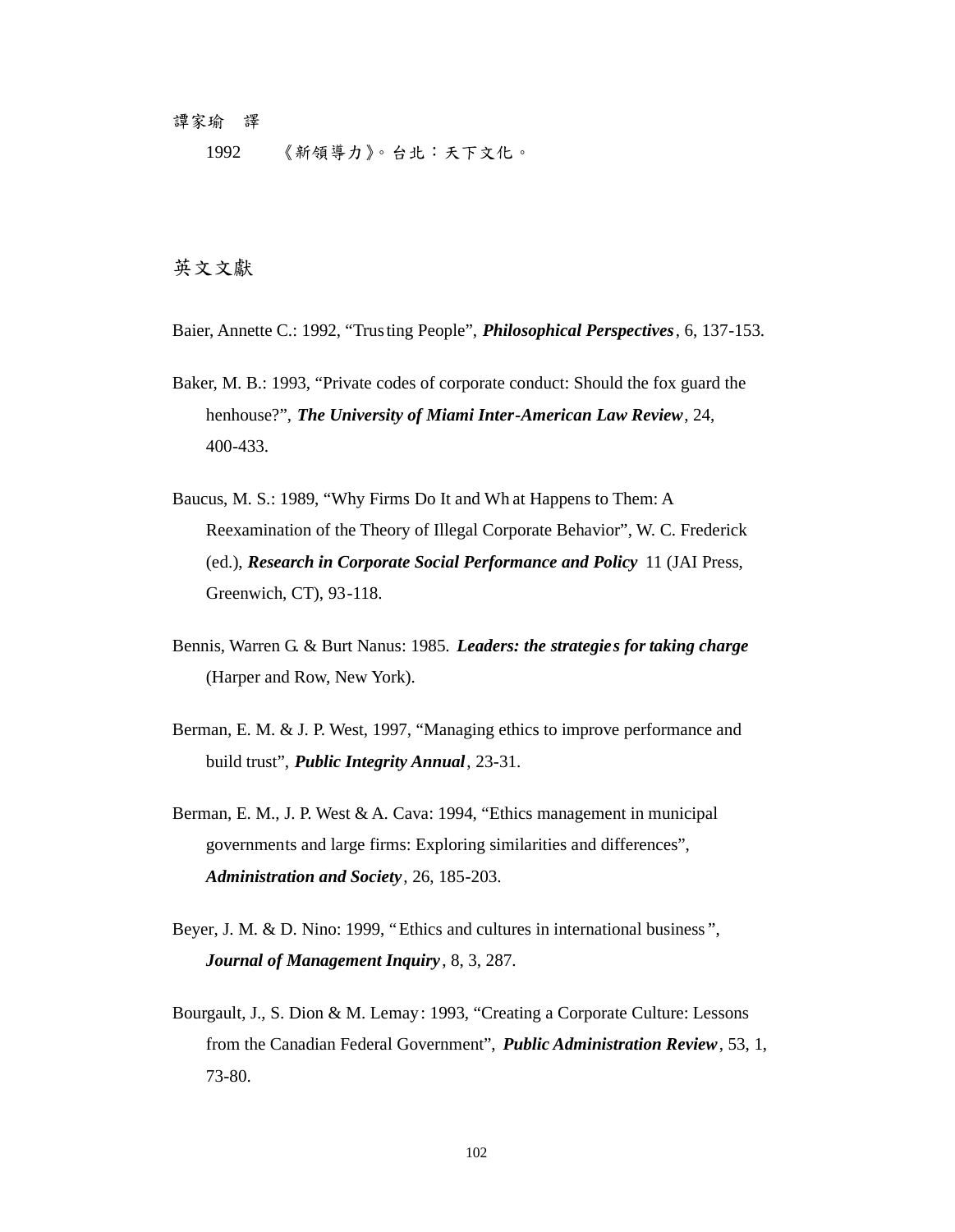譚家瑜　譯

1992　　《新領導力》。台北：天下文化。

## 英文文獻

Baier, Annette C.: 1992, “Trusting People”, ***Philosophical Perspectives***, 6, 137-153.

Baker, M. B.: 1993, “Private codes of corporate conduct: Should the fox guard the henhouse?”, ***The University of Miami Inter-American Law Review***, 24, 400-433.

Baucus, M. S.: 1989, “Why Firms Do It and Wh at Happens to Them: A Reexamination of the Theory of Illegal Corporate Behavior”, W. C. Frederick (ed.), ***Research in Corporate Social Performance and Policy*** 11 (JAI Press, Greenwich, CT), 93-118.

Bennis, Warren G. & Burt Nanus: 1985. ***Leaders: the strategies for taking charge*** (Harper and Row, New York).

Berman, E. M. & J. P. West, 1997, “Managing ethics to improve performance and build trust”, ***Public Integrity Annual***, 23-31.

Berman, E. M., J. P. West & A. Cava: 1994, “Ethics management in municipal governments and large firms: Exploring similarities and differences”, ***Administration and Society***, 26, 185-203.

Beyer, J. M. & D. Nino: 1999, “Ethics and cultures in international business”, ***Journal of Management Inquiry***, 8, 3, 287.

Bourgault, J., S. Dion & M. Lemay: 1993, “Creating a Corporate Culture: Lessons from the Canadian Federal Government”, ***Public Administration Review***, 53, 1, 73-80.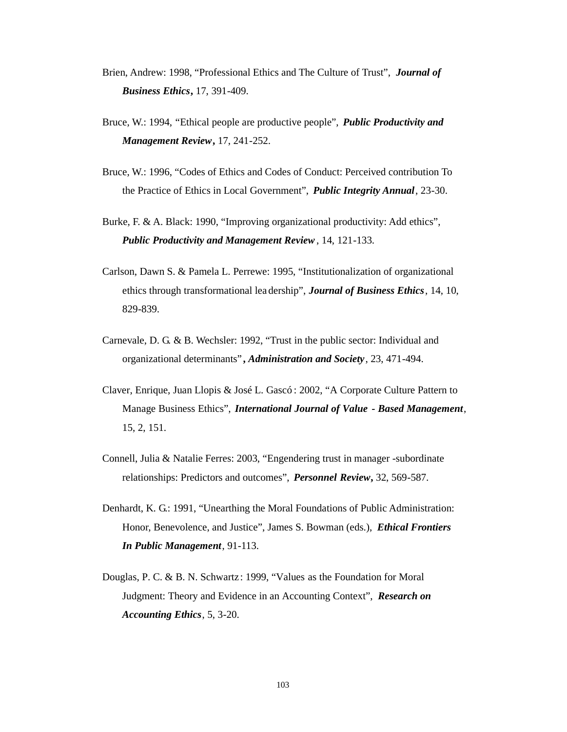Brien, Andrew: 1998, "Professional Ethics and The Culture of Trust", ***Journal of Business Ethics*****,** 17, 391-409.

Bruce, W.: 1994, "Ethical people are productive people", ***Public Productivity and Management Review*****,** 17, 241-252.

Bruce, W.: 1996, "Codes of Ethics and Codes of Conduct: Perceived contribution To the Practice of Ethics in Local Government", ***Public Integrity Annual***, 23-30.

Burke, F. & A. Black: 1990, "Improving organizational productivity: Add ethics", ***Public Productivity and Management Review***, 14, 121-133.

Carlson, Dawn S. & Pamela L. Perrewe: 1995, "Institutionalization of organizational ethics through transformational leadership", ***Journal of Business Ethics***, 14, 10, 829-839.

Carnevale, D. G. & B. Wechsler: 1992, "Trust in the public sector: Individual and organizational determinants"**,** ***Administration and Society***, 23, 471-494.

Claver, Enrique, Juan Llopis & José L. Gascó: 2002, "A Corporate Culture Pattern to Manage Business Ethics", ***International Journal of Value - Based Management***, 15, 2, 151.

Connell, Julia & Natalie Ferres: 2003, "Engendering trust in manager -subordinate relationships: Predictors and outcomes", ***Personnel Review*****,** 32, 569-587.

Denhardt, K. G.: 1991, "Unearthing the Moral Foundations of Public Administration: Honor, Benevolence, and Justice", James S. Bowman (eds.), ***Ethical Frontiers In Public Management***, 91-113.

Douglas, P. C. & B. N. Schwartz: 1999, "Values as the Foundation for Moral Judgment: Theory and Evidence in an Accounting Context", ***Research on Accounting Ethics***, 5, 3-20.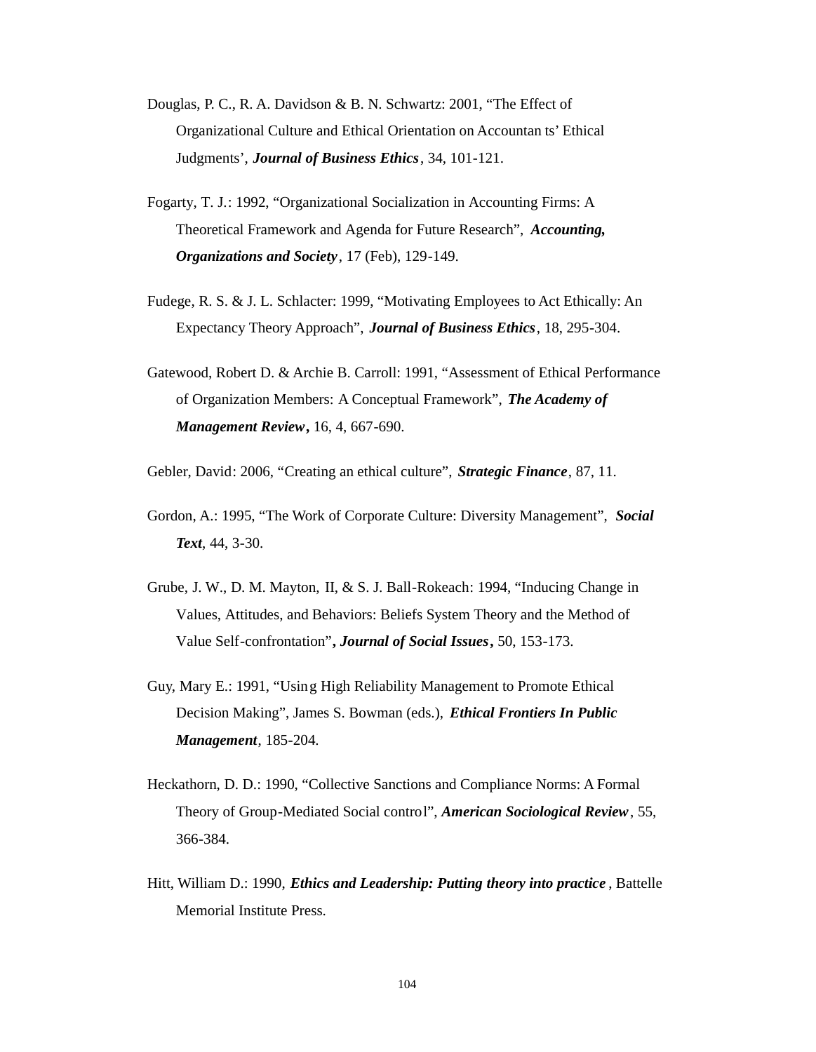Douglas, P. C., R. A. Davidson & B. N. Schwartz: 2001, "The Effect of Organizational Culture and Ethical Orientation on Accountan ts' Ethical Judgments', ***Journal of Business Ethics***, 34, 101-121.

Fogarty, T. J.: 1992, "Organizational Socialization in Accounting Firms: A Theoretical Framework and Agenda for Future Research", ***Accounting, Organizations and Society***, 17 (Feb), 129-149.

Fudege, R. S. & J. L. Schlacter: 1999, "Motivating Employees to Act Ethically: An Expectancy Theory Approach", ***Journal of Business Ethics***, 18, 295-304.

Gatewood, Robert D. & Archie B. Carroll: 1991, "Assessment of Ethical Performance of Organization Members: A Conceptual Framework", ***The Academy of Management Review*****,** 16, 4, 667-690.

Gebler, David: 2006, "Creating an ethical culture", ***Strategic Finance***, 87, 11.

Gordon, A.: 1995, "The Work of Corporate Culture: Diversity Management", ***Social Text***, 44, 3-30.

Grube, J. W., D. M. Mayton, II, & S. J. Ball-Rokeach: 1994, "Inducing Change in Values, Attitudes, and Behaviors: Beliefs System Theory and the Method of Value Self-confrontation"**,** ***Journal of Social Issues*****,** 50, 153-173.

Guy, Mary E.: 1991, "Using High Reliability Management to Promote Ethical Decision Making", James S. Bowman (eds.), ***Ethical Frontiers In Public Management***, 185-204.

Heckathorn, D. D.: 1990, "Collective Sanctions and Compliance Norms: A Formal Theory of Group-Mediated Social control", ***American Sociological Review***, 55, 366-384.

Hitt, William D.: 1990, ***Ethics and Leadership: Putting theory into practice***, Battelle Memorial Institute Press.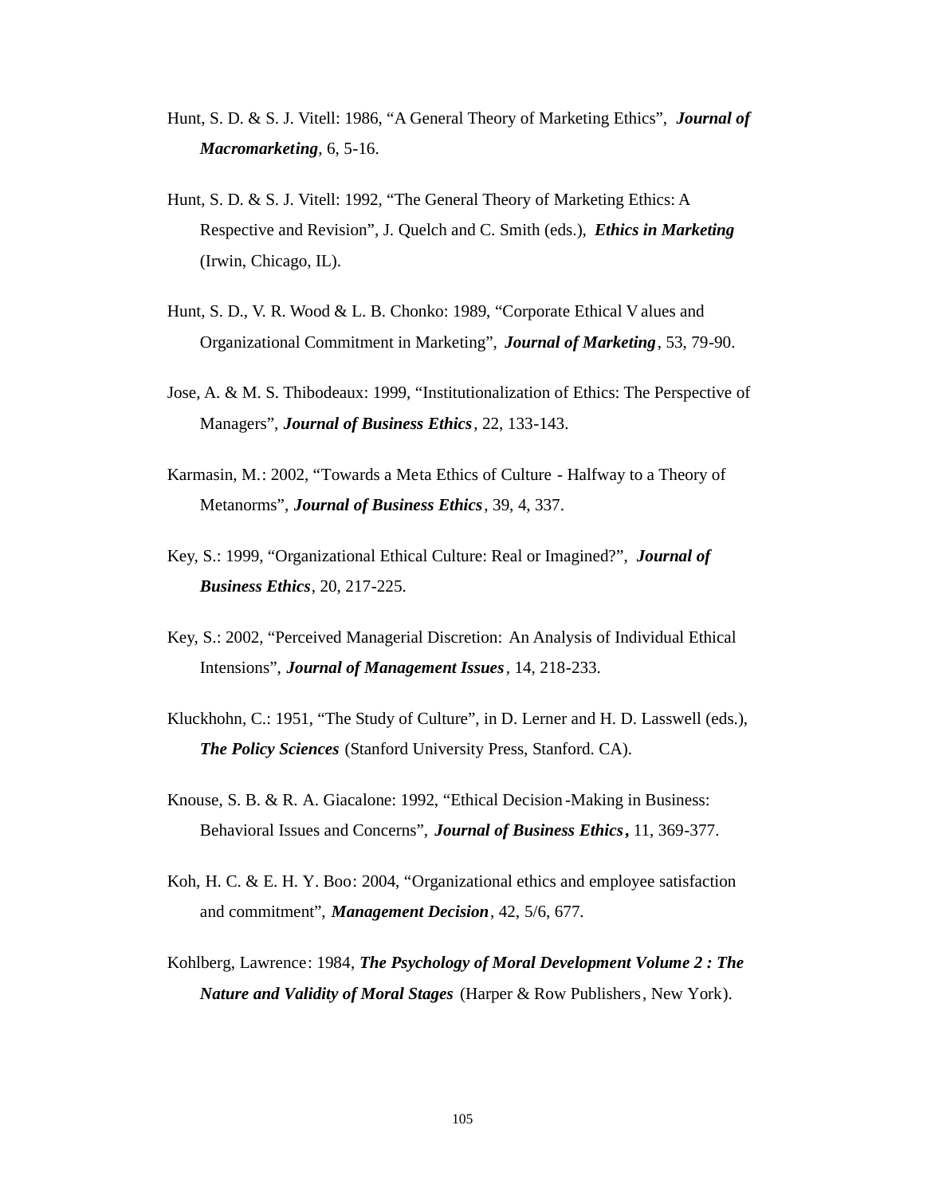Hunt, S. D. & S. J. Vitell: 1986, "A General Theory of Marketing Ethics", ***Journal of Macromarketing***, 6, 5-16.

Hunt, S. D. & S. J. Vitell: 1992, "The General Theory of Marketing Ethics: A Respective and Revision", J. Quelch and C. Smith (eds.), ***Ethics in Marketing*** (Irwin, Chicago, IL).

Hunt, S. D., V. R. Wood & L. B. Chonko: 1989, "Corporate Ethical Values and Organizational Commitment in Marketing", ***Journal of Marketing***, 53, 79-90.

Jose, A. & M. S. Thibodeaux: 1999, "Institutionalization of Ethics: The Perspective of Managers", ***Journal of Business Ethics***, 22, 133-143.

Karmasin, M.: 2002, "Towards a Meta Ethics of Culture - Halfway to a Theory of Metanorms", ***Journal of Business Ethics***, 39, 4, 337.

Key, S.: 1999, "Organizational Ethical Culture: Real or Imagined?", ***Journal of Business Ethics***, 20, 217-225.

Key, S.: 2002, "Perceived Managerial Discretion: An Analysis of Individual Ethical Intensions", ***Journal of Management Issues***, 14, 218-233.

Kluckhohn, C.: 1951, "The Study of Culture", in D. Lerner and H. D. Lasswell (eds.), ***The Policy Sciences*** (Stanford University Press, Stanford. CA).

Knouse, S. B. & R. A. Giacalone: 1992, "Ethical Decision-Making in Business: Behavioral Issues and Concerns", ***Journal of Business Ethics*, **11, 369-377.

Koh, H. C. & E. H. Y. Boo: 2004, "Organizational ethics and employee satisfaction and commitment", ***Management Decision***, 42, 5/6, 677.

Kohlberg, Lawrence: 1984, ***The Psychology of Moral Development Volume 2 : The Nature and Validity of Moral Stages*** (Harper & Row Publishers, New York).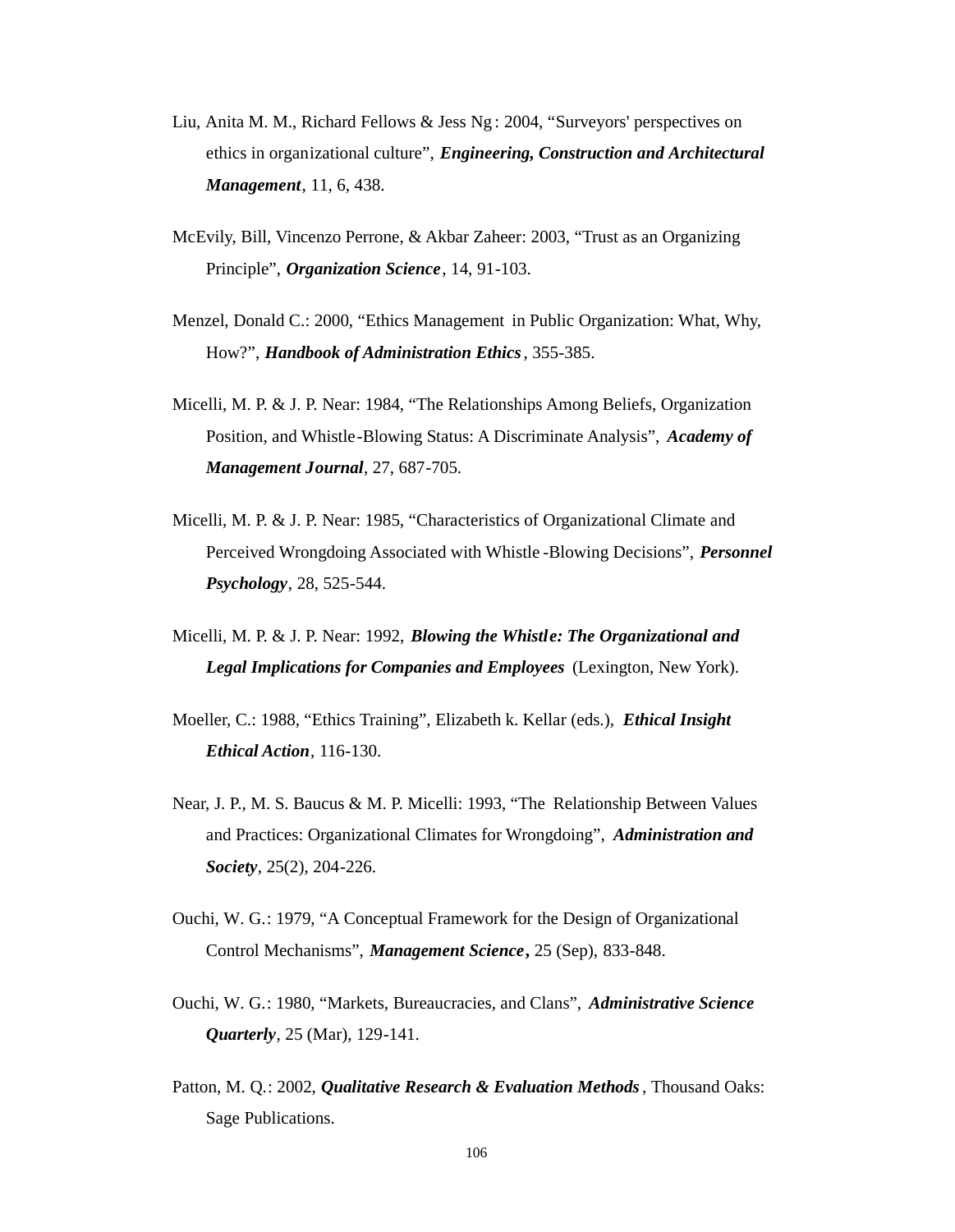Liu, Anita M. M., Richard Fellows & Jess Ng: 2004, "Surveyors' perspectives on ethics in organizational culture", ***Engineering, Construction and Architectural Management***, 11, 6, 438.

McEvily, Bill, Vincenzo Perrone, & Akbar Zaheer: 2003, "Trust as an Organizing Principle", ***Organization Science***, 14, 91-103.

Menzel, Donald C.: 2000, "Ethics Management in Public Organization: What, Why, How?", ***Handbook of Administration Ethics***, 355-385.

Micelli, M. P. & J. P. Near: 1984, "The Relationships Among Beliefs, Organization Position, and Whistle-Blowing Status: A Discriminate Analysis", ***Academy of Management Journal***, 27, 687-705.

Micelli, M. P. & J. P. Near: 1985, "Characteristics of Organizational Climate and Perceived Wrongdoing Associated with Whistle-Blowing Decisions", ***Personnel Psychology***, 28, 525-544.

Micelli, M. P. & J. P. Near: 1992, ***Blowing the Whistle: The Organizational and Legal Implications for Companies and Employees*** (Lexington, New York).

Moeller, C.: 1988, "Ethics Training", Elizabeth k. Kellar (eds.), ***Ethical Insight Ethical Action***, 116-130.

Near, J. P., M. S. Baucus & M. P. Micelli: 1993, "The Relationship Between Values and Practices: Organizational Climates for Wrongdoing", ***Administration and Society***, 25(2), 204-226.

Ouchi, W. G.: 1979, "A Conceptual Framework for the Design of Organizational Control Mechanisms", ***Management Science***, 25 (Sep), 833-848.

Ouchi, W. G.: 1980, "Markets, Bureaucracies, and Clans", ***Administrative Science Quarterly***, 25 (Mar), 129-141.

Patton, M. Q.: 2002, ***Qualitative Research & Evaluation Methods***, Thousand Oaks: Sage Publications.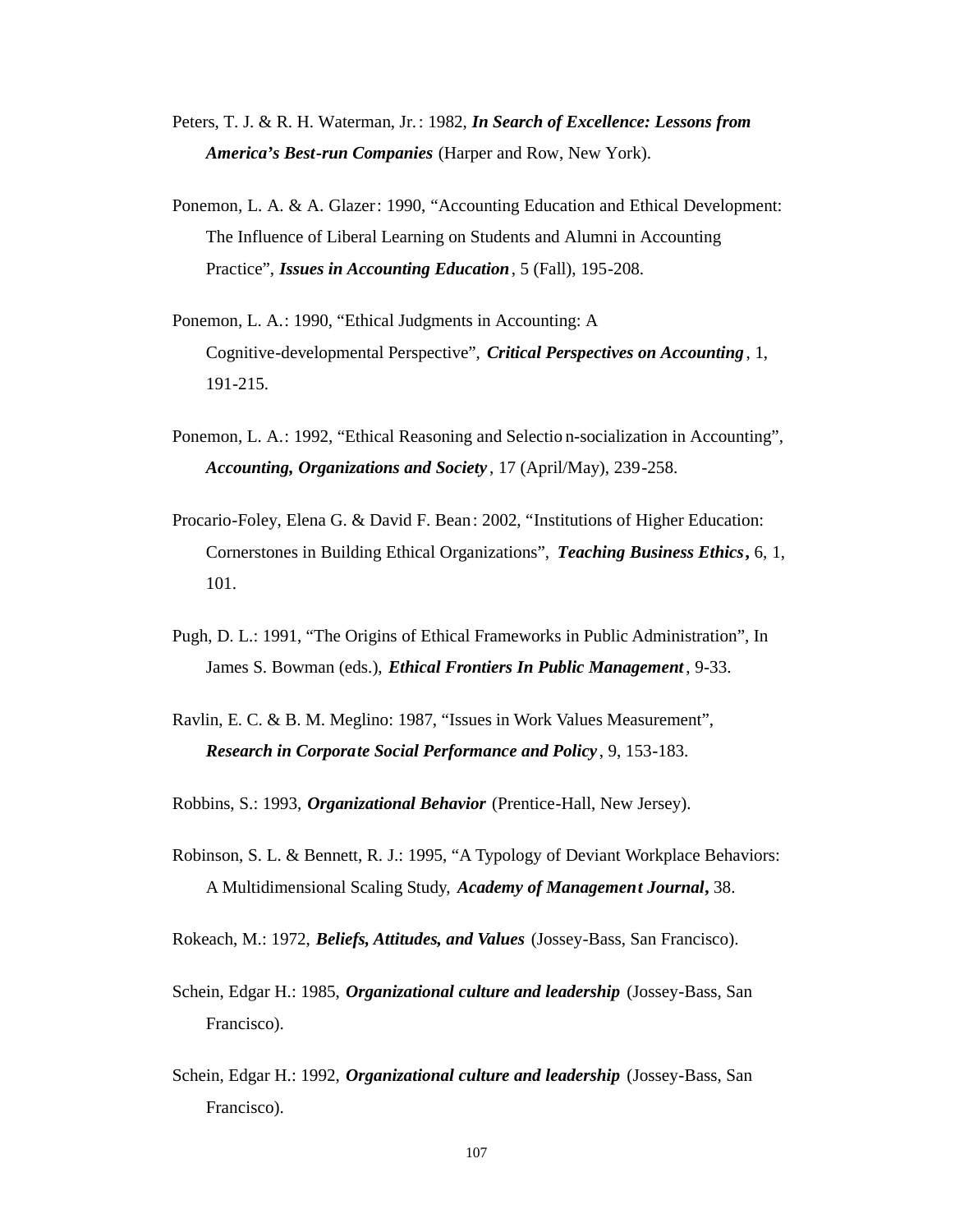Peters, T. J. & R. H. Waterman, Jr.: 1982, ***In Search of Excellence: Lessons from America's Best-run Companies*** (Harper and Row, New York).

Ponemon, L. A. & A. Glazer: 1990, "Accounting Education and Ethical Development: The Influence of Liberal Learning on Students and Alumni in Accounting Practice", ***Issues in Accounting Education***, 5 (Fall), 195-208.

Ponemon, L. A.: 1990, "Ethical Judgments in Accounting: A Cognitive-developmental Perspective", ***Critical Perspectives on Accounting***, 1, 191-215.

Ponemon, L. A.: 1992, "Ethical Reasoning and Selectio n-socialization in Accounting", ***Accounting, Organizations and Society***, 17 (April/May), 239-258.

Procario-Foley, Elena G. & David F. Bean: 2002, "Institutions of Higher Education: Cornerstones in Building Ethical Organizations", ***Teaching Business Ethics*****,** 6, 1, 101.

Pugh, D. L.: 1991, "The Origins of Ethical Frameworks in Public Administration", In James S. Bowman (eds.), ***Ethical Frontiers In Public Management***, 9-33.

Ravlin, E. C. & B. M. Meglino: 1987, "Issues in Work Values Measurement", ***Research in Corporate Social Performance and Policy***, 9, 153-183.

Robbins, S.: 1993, ***Organizational Behavior*** (Prentice-Hall, New Jersey).

Robinson, S. L. & Bennett, R. J.: 1995, "A Typology of Deviant Workplace Behaviors: A Multidimensional Scaling Study, ***Academy of Management Journal*****,** 38.

Rokeach, M.: 1972, ***Beliefs, Attitudes, and Values*** (Jossey-Bass, San Francisco).

Schein, Edgar H.: 1985, ***Organizational culture and leadership*** (Jossey-Bass, San Francisco).

Schein, Edgar H.: 1992, ***Organizational culture and leadership*** (Jossey-Bass, San Francisco).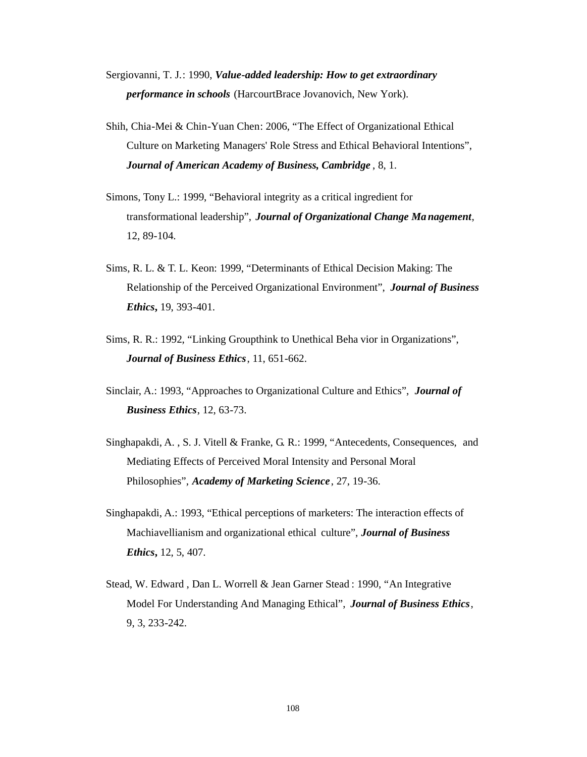Sergiovanni, T. J.: 1990, ***Value-added leadership: How to get extraordinary performance in schools*** (HarcourtBrace Jovanovich, New York).

Shih, Chia-Mei & Chin-Yuan Chen: 2006, "The Effect of Organizational Ethical Culture on Marketing Managers' Role Stress and Ethical Behavioral Intentions", ***Journal of American Academy of Business, Cambridge***, 8, 1.

Simons, Tony L.: 1999, "Behavioral integrity as a critical ingredient for transformational leadership", ***Journal of Organizational Change Management***, 12, 89-104.

Sims, R. L. & T. L. Keon: 1999, "Determinants of Ethical Decision Making: The Relationship of the Perceived Organizational Environment", ***Journal of Business Ethics***, 19, 393-401.

Sims, R. R.: 1992, "Linking Groupthink to Unethical Behavior in Organizations", ***Journal of Business Ethics***, 11, 651-662.

Sinclair, A.: 1993, "Approaches to Organizational Culture and Ethics", ***Journal of Business Ethics***, 12, 63-73.

Singhapakdi, A. , S. J. Vitell & Franke, G. R.: 1999, "Antecedents, Consequences, and Mediating Effects of Perceived Moral Intensity and Personal Moral Philosophies", ***Academy of Marketing Science***, 27, 19-36.

Singhapakdi, A.: 1993, "Ethical perceptions of marketers: The interaction effects of Machiavellianism and organizational ethical culture", ***Journal of Business Ethics***, 12, 5, 407.

Stead, W. Edward , Dan L. Worrell & Jean Garner Stead : 1990, "An Integrative Model For Understanding And Managing Ethical", ***Journal of Business Ethics***, 9, 3, 233-242.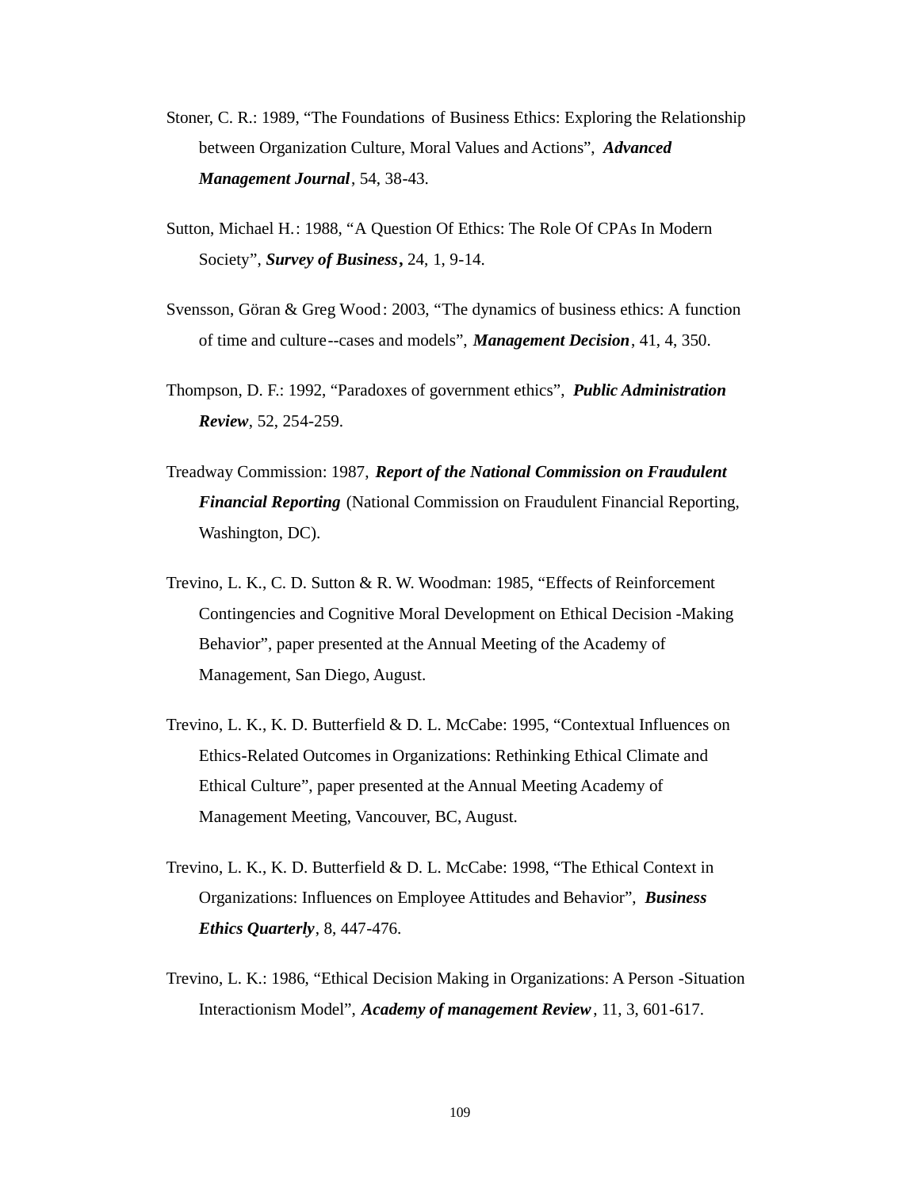Stoner, C. R.: 1989, "The Foundations of Business Ethics: Exploring the Relationship between Organization Culture, Moral Values and Actions", ***Advanced Management Journal***, 54, 38-43.

Sutton, Michael H.: 1988, "A Question Of Ethics: The Role Of CPAs In Modern Society", ***Survey of Business*****,** 24, 1, 9-14.

Svensson, Göran & Greg Wood: 2003, "The dynamics of business ethics: A function of time and culture--cases and models", ***Management Decision***, 41, 4, 350.

Thompson, D. F.: 1992, "Paradoxes of government ethics", ***Public Administration Review***, 52, 254-259.

Treadway Commission: 1987, ***Report of the National Commission on Fraudulent Financial Reporting*** (National Commission on Fraudulent Financial Reporting, Washington, DC).

Trevino, L. K., C. D. Sutton & R. W. Woodman: 1985, "Effects of Reinforcement Contingencies and Cognitive Moral Development on Ethical Decision -Making Behavior", paper presented at the Annual Meeting of the Academy of Management, San Diego, August.

Trevino, L. K., K. D. Butterfield & D. L. McCabe: 1995, "Contextual Influences on Ethics-Related Outcomes in Organizations: Rethinking Ethical Climate and Ethical Culture", paper presented at the Annual Meeting Academy of Management Meeting, Vancouver, BC, August.

Trevino, L. K., K. D. Butterfield & D. L. McCabe: 1998, "The Ethical Context in Organizations: Influences on Employee Attitudes and Behavior", ***Business Ethics Quarterly***, 8, 447-476.

Trevino, L. K.: 1986, "Ethical Decision Making in Organizations: A Person -Situation Interactionism Model", ***Academy of management Review***, 11, 3, 601-617.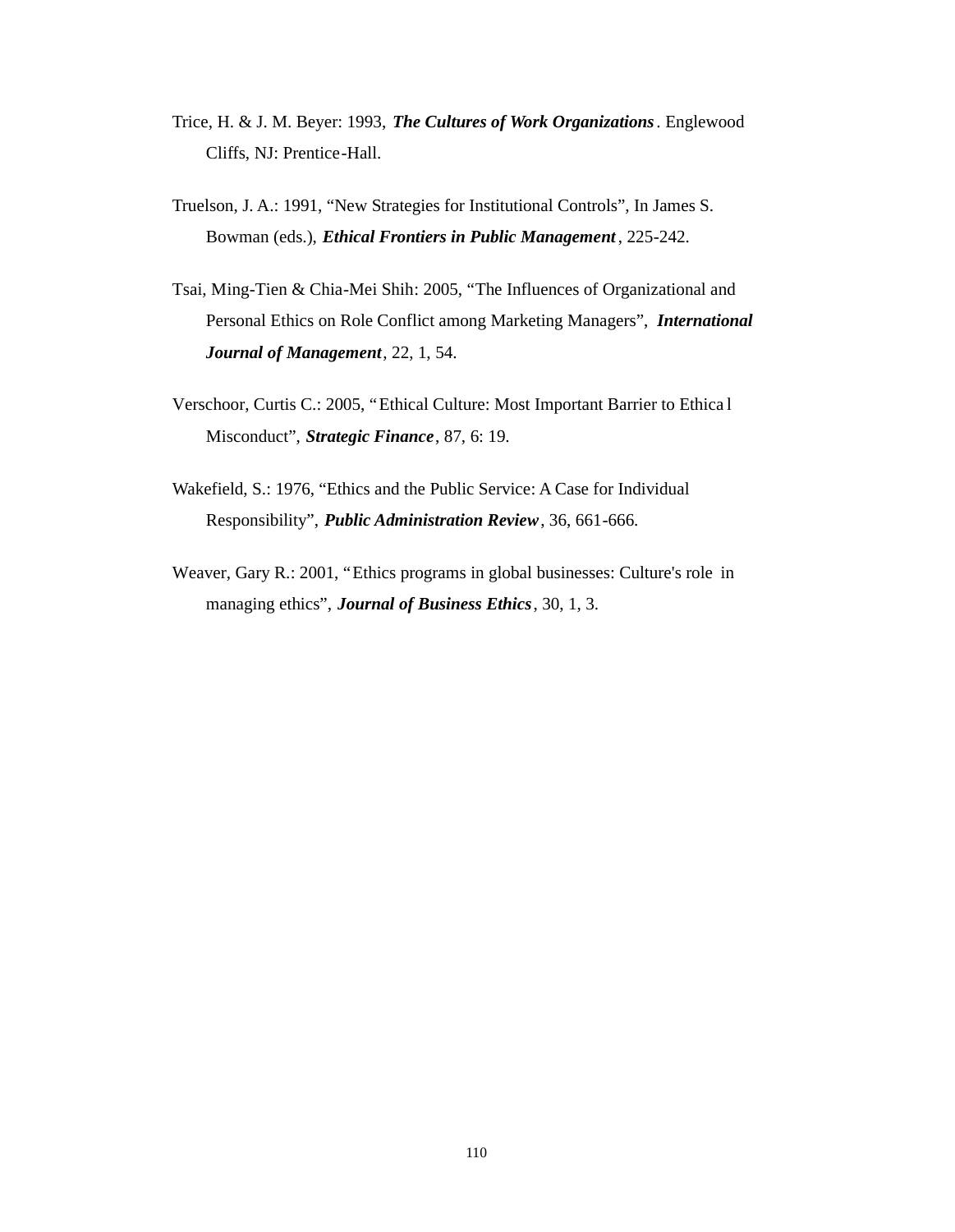Trice, H. & J. M. Beyer: 1993, ***The Cultures of Work Organizations***. Englewood Cliffs, NJ: Prentice-Hall.

Truelson, J. A.: 1991, "New Strategies for Institutional Controls", In James S. Bowman (eds.), ***Ethical Frontiers in Public Management***, 225-242.

Tsai, Ming-Tien & Chia-Mei Shih: 2005, "The Influences of Organizational and Personal Ethics on Role Conflict among Marketing Managers", ***International Journal of Management***, 22, 1, 54.

Verschoor, Curtis C.: 2005, "Ethical Culture: Most Important Barrier to Ethical Misconduct", ***Strategic Finance***, 87, 6: 19.

Wakefield, S.: 1976, "Ethics and the Public Service: A Case for Individual Responsibility", ***Public Administration Review***, 36, 661-666.

Weaver, Gary R.: 2001, "Ethics programs in global businesses: Culture's role in managing ethics", ***Journal of Business Ethics***, 30, 1, 3.